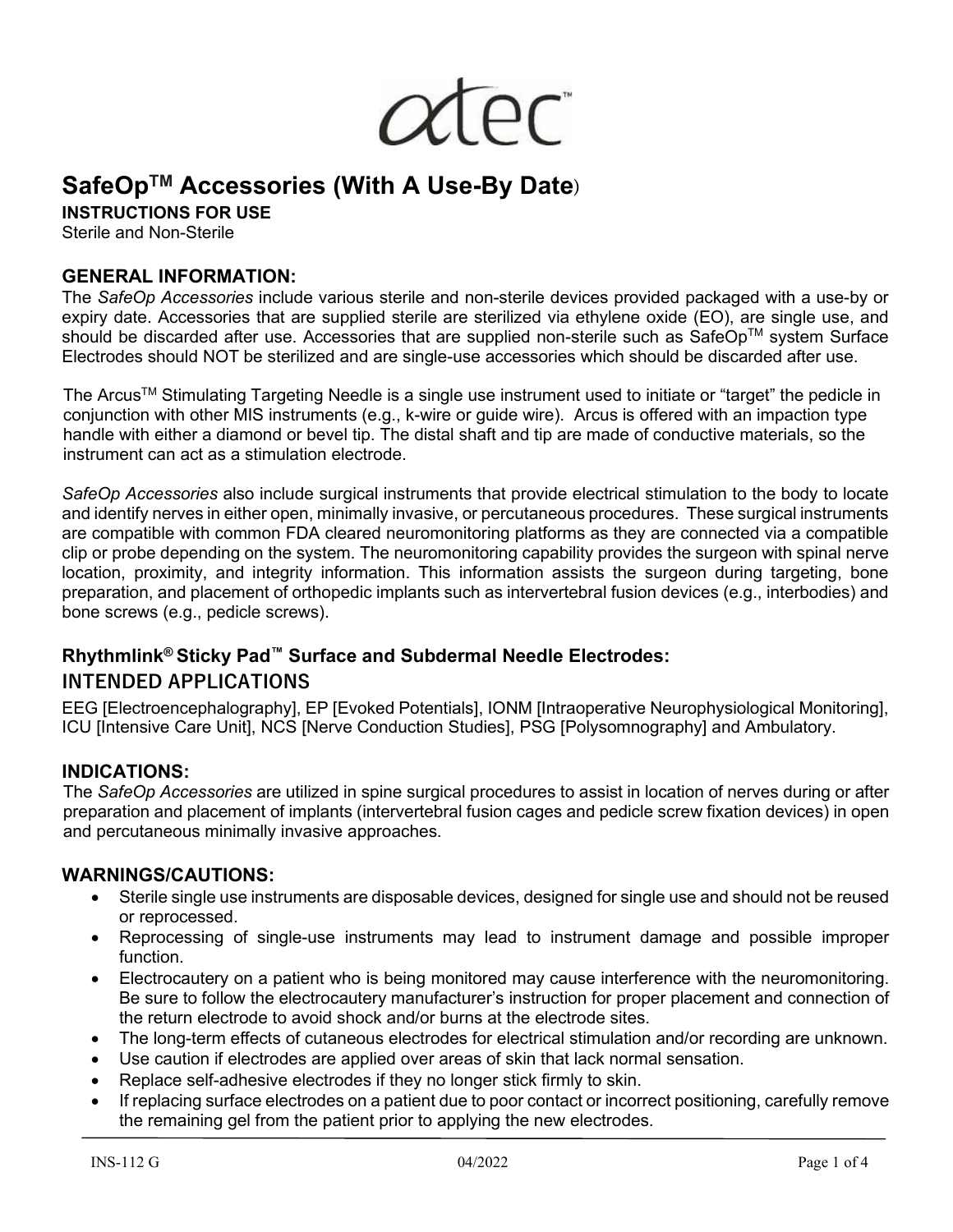# SafeOp™ Accessories (With A Use-By Date)

**INSTRUCTIONS FOR USE**

Sterile and Non-Sterile

## GENERAL INFORMATION:

The *SafeOp Accessories* include various sterile and non-sterile devices provided packaged with a use-by or expiry date. Accessories that are supplied sterile are sterilized via ethylene oxide (EO), are single use, and should be discarded after use. Accessories that are supplied non-sterile such as SafeOp™ system Surface Electrodes should NOT be sterilized and are single-use accessories which should be discarded after use.

The Arcus™ Stimulating Targeting Needle is a single use instrument used to initiate or "target" the pedicle in conjunction with other MIS instruments (e.g., k-wire or guide wire). Arcus is offered with an impaction type handle with either a diamond or bevel tip. The distal shaft and tip are made of conductive materials, so the instrument can act as a stimulation electrode.

*SafeOp Accessories* also include surgical instruments that provide electrical stimulation to the body to locate and identify nerves in either open, minimally invasive, or percutaneous procedures. These surgical instruments are compatible with common FDA cleared neuromonitoring platforms as they are connected via a compatible clip or probe depending on the system. The neuromonitoring capability provides the surgeon with spinal nerve location, proximity, and integrity information. This information assists the surgeon during targeting, bone preparation, and placement of orthopedic implants such as intervertebral fusion devices (e.g., interbodies) and bone screws (e.g., pedicle screws).

### Rhythmlink® Sticky Pad™ Surface and Subdermal Needle Electrodes:

## INTENDED APPLICATIONS

EEG [Electroencephalography], EP [Evoked Potentials], IONM [Intraoperative Neurophysiological Monitoring], ICU [Intensive Care Unit], NCS [Nerve Conduction Studies], PSG [Polysomnography] and Ambulatory.

## INDICATIONS:

The *SafeOp Accessories* are utilized in spine surgical procedures to assist in location of nerves during or after preparation and placement of implants (intervertebral fusion cages and pedicle screw fixation devices) in open and percutaneous minimally invasive approaches.

## WARNINGS/CAUTIONS:

- Sterile single use instruments are disposable devices, designed for single use and should not be reused or reprocessed.
- Reprocessing of single-use instruments may lead to instrument damage and possible improper function.
- Electrocautery on a patient who is being monitored may cause interference with the neuromonitoring. Be sure to follow the electrocautery manufacturer's instruction for proper placement and connection of the return electrode to avoid shock and/or burns at the electrode sites.
- The long-term effects of cutaneous electrodes for electrical stimulation and/or recording are unknown.
- Use caution if electrodes are applied over areas of skin that lack normal sensation.
- Replace self-adhesive electrodes if they no longer stick firmly to skin.
- If replacing surface electrodes on a patient due to poor contact or incorrect positioning, carefully remove the remaining gel from the patient prior to applying the new electrodes.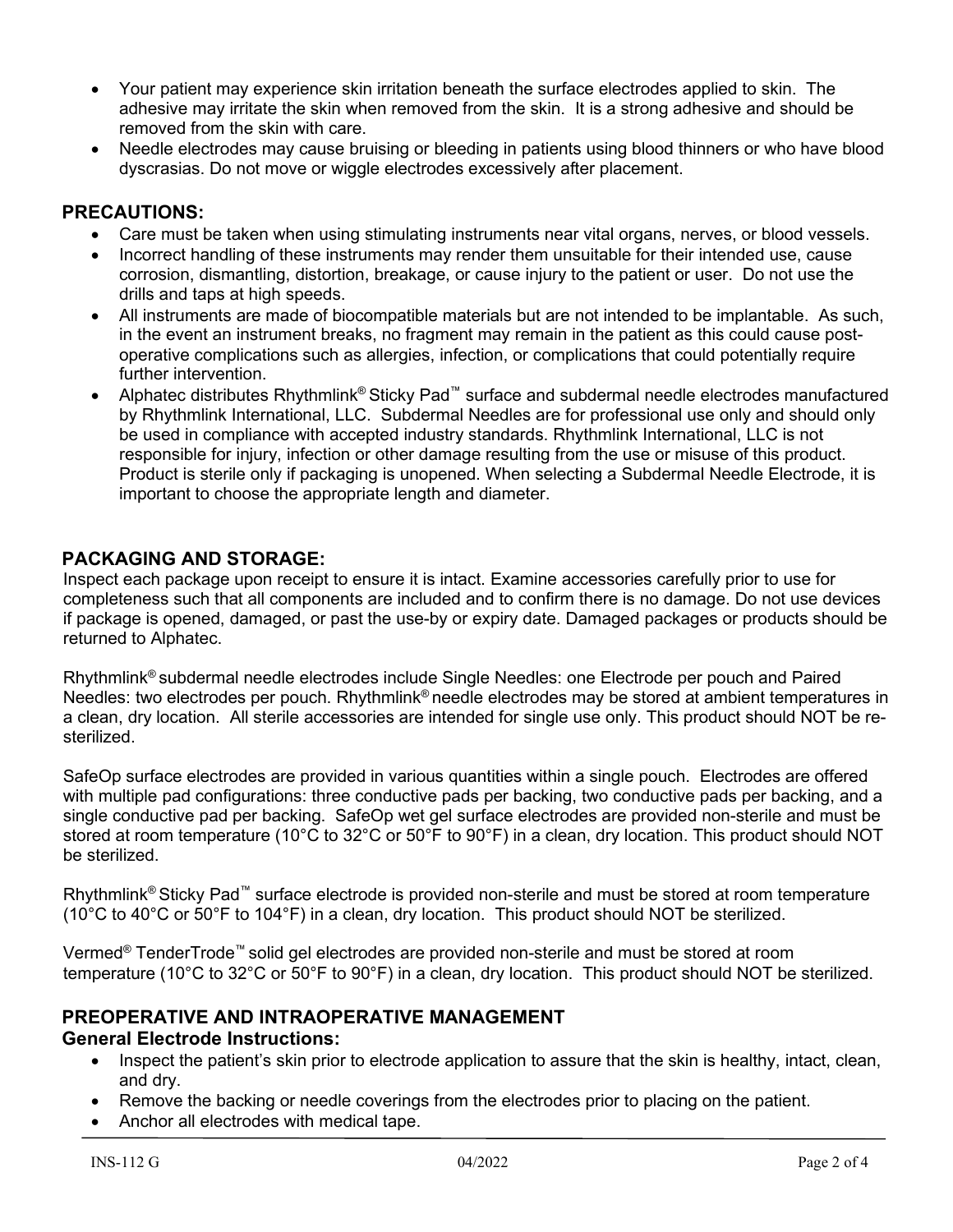- Your patient may experience skin irritation beneath the surface electrodes applied to skin. The adhesive may irritate the skin when removed from the skin. It is a strong adhesive and should be removed from the skin with care.
- Needle electrodes may cause bruising or bleeding in patients using blood thinners or who have blood dyscrasias. Do not move or wiggle electrodes excessively after placement.

## PRECAUTIONS:

- Care must be taken when using stimulating instruments near vital organs, nerves, or blood vessels.
- Incorrect handling of these instruments may render them unsuitable for their intended use, cause corrosion, dismantling, distortion, breakage, or cause injury to the patient or user. Do not use the drills and taps at high speeds.
- All instruments are made of biocompatible materials but are not intended to be implantable. As such, in the event an instrument breaks, no fragment may remain in the patient as this could cause post-operative complications such as allergies, infection, or complications that could potentially require further intervention.
- Alphatec distributes Rhythmlink® Sticky Pad™ surface and subdermal needle electrodes manufactured by Rhythmlink International, LLC. Subdermal Needles are for professional use only and should only be used in compliance with accepted industry standards. Rhythmlink International, LLC is not responsible for injury, infection or other damage resulting from the use or misuse of this product. Product is sterile only if packaging is unopened. When selecting a Subdermal Needle Electrode, it is important to choose the appropriate length and diameter.

## PACKAGING AND STORAGE:

Inspect each package upon receipt to ensure it is intact. Examine accessories carefully prior to use for completeness such that all components are included and to confirm there is no damage. Do not use devices if package is opened, damaged, or past the use-by or expiry date. Damaged packages or products should be returned to Alphatec.

Rhythmlink® subdermal needle electrodes include Single Needles: one Electrode per pouch and Paired Needles: two electrodes per pouch. Rhythmlink® needle electrodes may be stored at ambient temperatures in a clean, dry location. All sterile accessories are intended for single use only. This product should NOT be re-sterilized.

SafeOp surface electrodes are provided in various quantities within a single pouch. Electrodes are offered with multiple pad configurations: three conductive pads per backing, two conductive pads per backing, and a single conductive pad per backing. SafeOp wet gel surface electrodes are provided non-sterile and must be stored at room temperature (10°C to 32°C or 50°F to 90°F) in a clean, dry location. This product should NOT be sterilized.

Rhythmlink® Sticky Pad™ surface electrode is provided non-sterile and must be stored at room temperature (10°C to 40°C or 50°F to 104°F) in a clean, dry location. This product should NOT be sterilized.

Vermed® TenderTrode™ solid gel electrodes are provided non-sterile and must be stored at room temperature (10°C to 32°C or 50°F to 90°F) in a clean, dry location. This product should NOT be sterilized.

## PREOPERATIVE AND INTRAOPERATIVE MANAGEMENT

### General Electrode Instructions:

- Inspect the patient's skin prior to electrode application to assure that the skin is healthy, intact, clean, and dry.
- Remove the backing or needle coverings from the electrodes prior to placing on the patient.
- Anchor all electrodes with medical tape.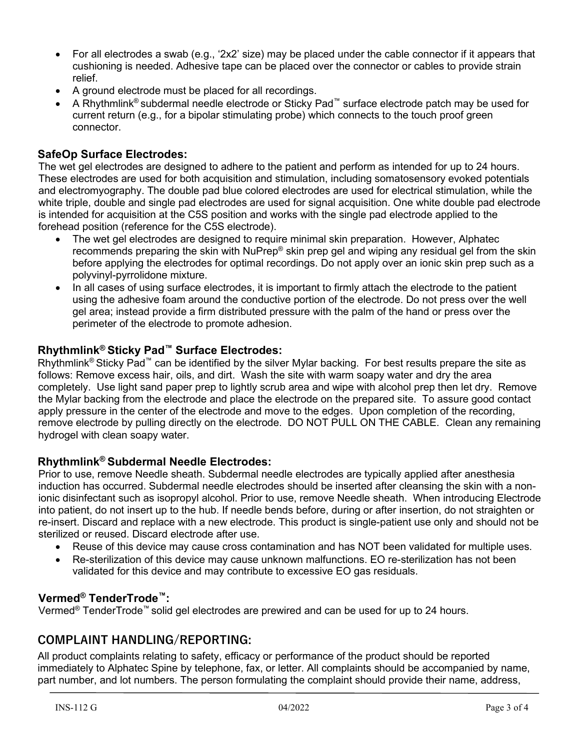- For all electrodes a swab (e.g., '2x2' size) may be placed under the cable connector if it appears that cushioning is needed. Adhesive tape can be placed over the connector or cables to provide strain relief.
- A ground electrode must be placed for all recordings.
- A Rhythmlink® subdermal needle electrode or Sticky Pad™ surface electrode patch may be used for current return (e.g., for a bipolar stimulating probe) which connects to the touch proof green connector.

### SafeOp Surface Electrodes:

The wet gel electrodes are designed to adhere to the patient and perform as intended for up to 24 hours. These electrodes are used for both acquisition and stimulation, including somatosensory evoked potentials and electromyography. The double pad blue colored electrodes are used for electrical stimulation, while the white triple, double and single pad electrodes are used for signal acquisition. One white double pad electrode is intended for acquisition at the C5S position and works with the single pad electrode applied to the forehead position (reference for the C5S electrode).

- The wet gel electrodes are designed to require minimal skin preparation. However, Alphatec recommends preparing the skin with NuPrep® skin prep gel and wiping any residual gel from the skin before applying the electrodes for optimal recordings. Do not apply over an ionic skin prep such as a polyvinyl-pyrrolidone mixture.
- In all cases of using surface electrodes, it is important to firmly attach the electrode to the patient using the adhesive foam around the conductive portion of the electrode. Do not press over the well gel area; instead provide a firm distributed pressure with the palm of the hand or press over the perimeter of the electrode to promote adhesion.

### Rhythmlink® Sticky Pad™ Surface Electrodes:

Rhythmlink® Sticky Pad™ can be identified by the silver Mylar backing. For best results prepare the site as follows: Remove excess hair, oils, and dirt. Wash the site with warm soapy water and dry the area completely. Use light sand paper prep to lightly scrub area and wipe with alcohol prep then let dry. Remove the Mylar backing from the electrode and place the electrode on the prepared site. To assure good contact apply pressure in the center of the electrode and move to the edges. Upon completion of the recording, remove electrode by pulling directly on the electrode. DO NOT PULL ON THE CABLE. Clean any remaining hydrogel with clean soapy water.

### Rhythmlink® Subdermal Needle Electrodes:

Prior to use, remove Needle sheath. Subdermal needle electrodes are typically applied after anesthesia induction has occurred. Subdermal needle electrodes should be inserted after cleansing the skin with a non-ionic disinfectant such as isopropyl alcohol. Prior to use, remove Needle sheath. When introducing Electrode into patient, do not insert up to the hub. If needle bends before, during or after insertion, do not straighten or re-insert. Discard and replace with a new electrode. This product is single-patient use only and should not be sterilized or reused. Discard electrode after use.

- Reuse of this device may cause cross contamination and has NOT been validated for multiple uses.
- Re-sterilization of this device may cause unknown malfunctions. EO re-sterilization has not been validated for this device and may contribute to excessive EO gas residuals.

### Vermed® TenderTrode™:

Vermed® TenderTrode™ solid gel electrodes are prewired and can be used for up to 24 hours.

## COMPLAINT HANDLING/REPORTING:

All product complaints relating to safety, efficacy or performance of the product should be reported immediately to Alphatec Spine by telephone, fax, or letter. All complaints should be accompanied by name, part number, and lot numbers. The person formulating the complaint should provide their name, address,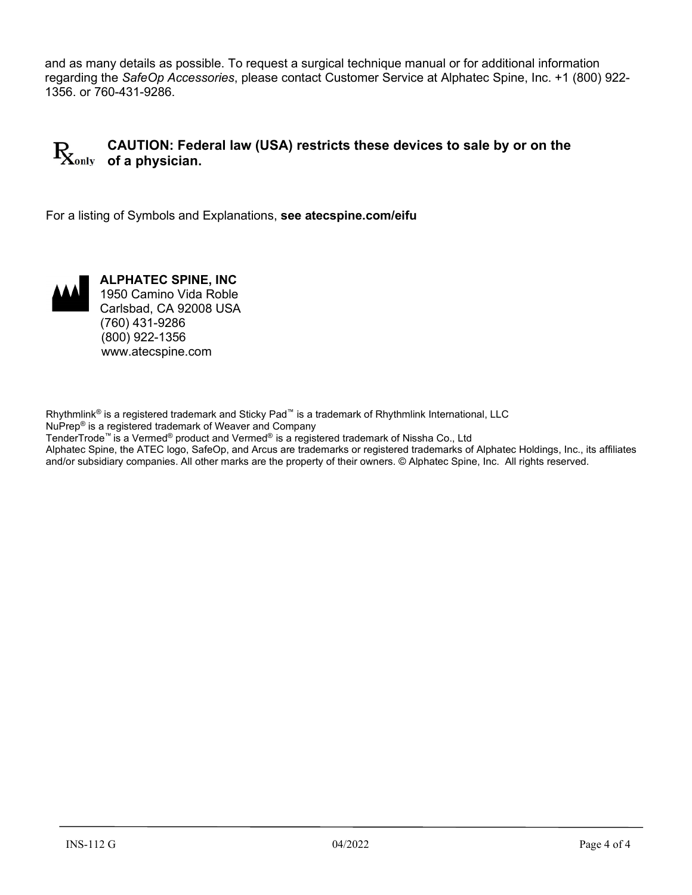and as many details as possible. To request a surgical technique manual or for additional information regarding the *SafeOp Accessories*, please contact Customer Service at Alphatec Spine, Inc. +1 (800) 922-1356. or 760-431-9286.

Rx only **CAUTION: Federal law (USA) restricts these devices to sale by or on the of a physician.**

For a listing of Symbols and Explanations, **see atecspine.com/eifu**

**ALPHATEC SPINE, INC**
1950 Camino Vida Roble
Carlsbad, CA 92008 USA
(760) 431-9286
(800) 922-1356
www.atecspine.com

Rhythmlink® is a registered trademark and Sticky Pad™ is a trademark of Rhythmlink International, LLC
NuPrep® is a registered trademark of Weaver and Company
TenderTrode™ is a Vermed® product and Vermed® is a registered trademark of Nissha Co., Ltd
Alphatec Spine, the ATEC logo, SafeOp, and Arcus are trademarks or registered trademarks of Alphatec Holdings, Inc., its affiliates and/or subsidiary companies. All other marks are the property of their owners. © Alphatec Spine, Inc. All rights reserved.

INS-112 G 04/2022